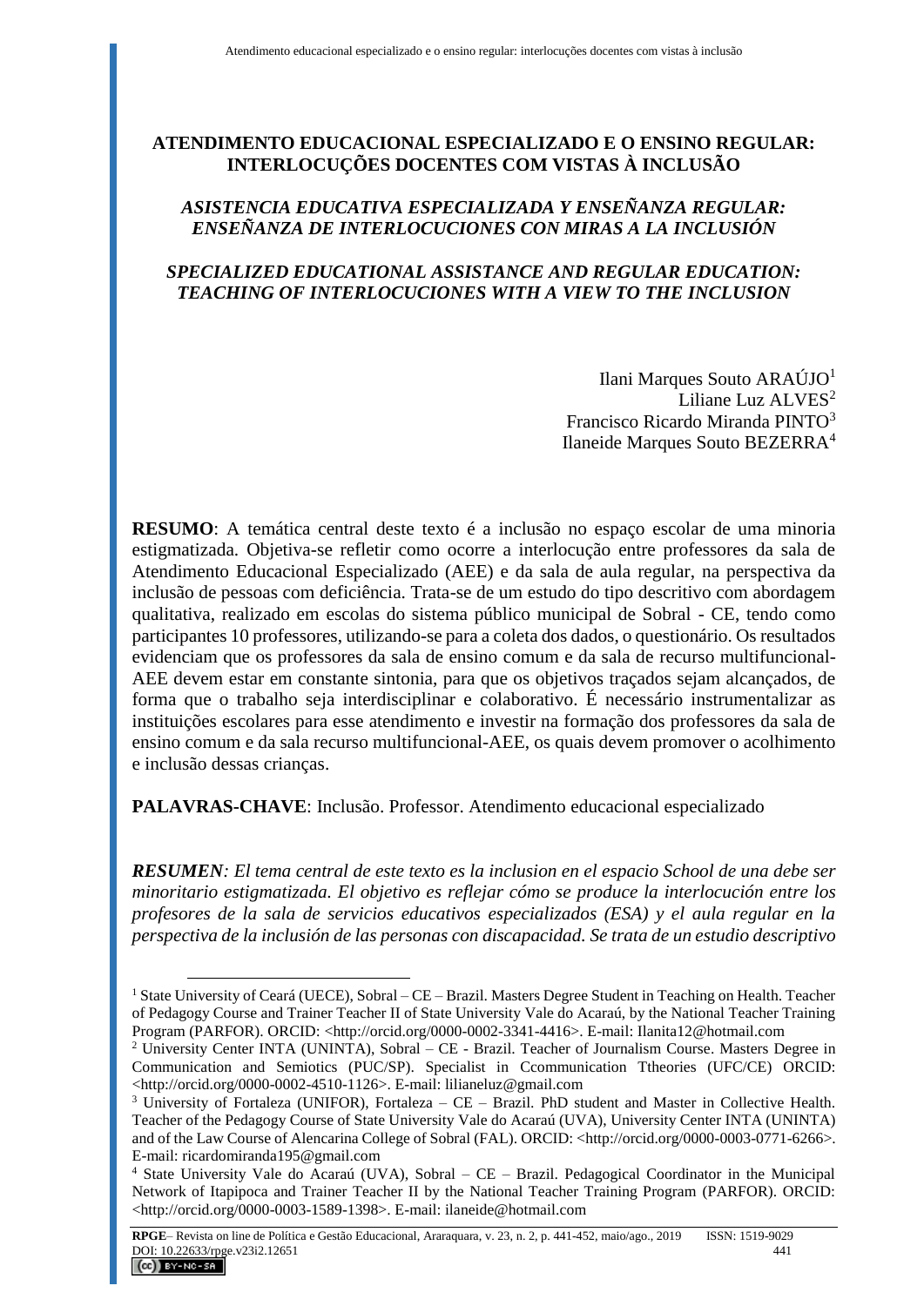# ATENDIMENTO EDUCACIONAL ESPECIALIZADO E O ENSINO REGULAR: INTERLOCUÇÕES DOCENTES COM VISTAS À INCLUSÃO

## *ASISTENCIA EDUCATIVA ESPECIALIZADA Y ENSEÑANZA REGULAR: ENSEÑANZA DE INTERLOCUCIONES CON MIRAS A LA INCLUSIÓN*

## *SPECIALIZED EDUCATIONAL ASSISTANCE AND REGULAR EDUCATION: TEACHING OF INTERLOCUCIONES WITH A VIEW TO THE INCLUSION*

Ilani Marques Souto ARAÚJO[1]
Liliane Luz ALVES[2]
Francisco Ricardo Miranda PINTO[3]
Ilaneide Marques Souto BEZERRA[4]

**RESUMO**: A temática central deste texto é a inclusão no espaço escolar de uma minoria estigmatizada. Objetiva-se refletir como ocorre a interlocução entre professores da sala de Atendimento Educacional Especializado (AEE) e da sala de aula regular, na perspectiva da inclusão de pessoas com deficiência. Trata-se de um estudo do tipo descritivo com abordagem qualitativa, realizado em escolas do sistema público municipal de Sobral - CE, tendo como participantes 10 professores, utilizando-se para a coleta dos dados, o questionário. Os resultados evidenciam que os professores da sala de ensino comum e da sala de recurso multifuncional-AEE devem estar em constante sintonia, para que os objetivos traçados sejam alcançados, de forma que o trabalho seja interdisciplinar e colaborativo. É necessário instrumentalizar as instituições escolares para esse atendimento e investir na formação dos professores da sala de ensino comum e da sala recurso multifuncional-AEE, os quais devem promover o acolhimento e inclusão dessas crianças.

**PALAVRAS-CHAVE**: Inclusão. Professor. Atendimento educacional especializado

***RESUMEN****: El tema central de este texto es la inclusion en el espacio School de una debe ser minoritario estigmatizada. El objetivo es reflejar cómo se produce la interlocución entre los profesores de la sala de servicios educativos especializados (ESA) y el aula regular en la perspectiva de la inclusión de las personas con discapacidad. Se trata de un estudio descriptivo*

---

[1] State University of Ceará (UECE), Sobral – CE – Brazil. Masters Degree Student in Teaching on Health. Teacher of Pedagogy Course and Trainer Teacher II of State University Vale do Acaraú, by the National Teacher Training Program (PARFOR). ORCID: <http://orcid.org/0000-0002-3341-4416>. E-mail: Ilanita12@hotmail.com

[2] University Center INTA (UNINTA), Sobral – CE - Brazil. Teacher of Journalism Course. Masters Degree in Communication and Semiotics (PUC/SP). Specialist in Ccommunication Ttheories (UFC/CE) ORCID: <http://orcid.org/0000-0002-4510-1126>. E-mail: lilianeluz@gmail.com

[3] University of Fortaleza (UNIFOR), Fortaleza – CE – Brazil. PhD student and Master in Collective Health. Teacher of the Pedagogy Course of State University Vale do Acaraú (UVA), University Center INTA (UNINTA) and of the Law Course of Alencarina College of Sobral (FAL). ORCID: <http://orcid.org/0000-0003-0771-6266>. E-mail: ricardomiranda195@gmail.com

[4] State University Vale do Acaraú (UVA), Sobral – CE – Brazil. Pedagogical Coordinator in the Municipal Network of Itapipoca and Trainer Teacher II by the National Teacher Training Program (PARFOR). ORCID: <http://orcid.org/0000-0003-1589-1398>. E-mail: ilaneide@hotmail.com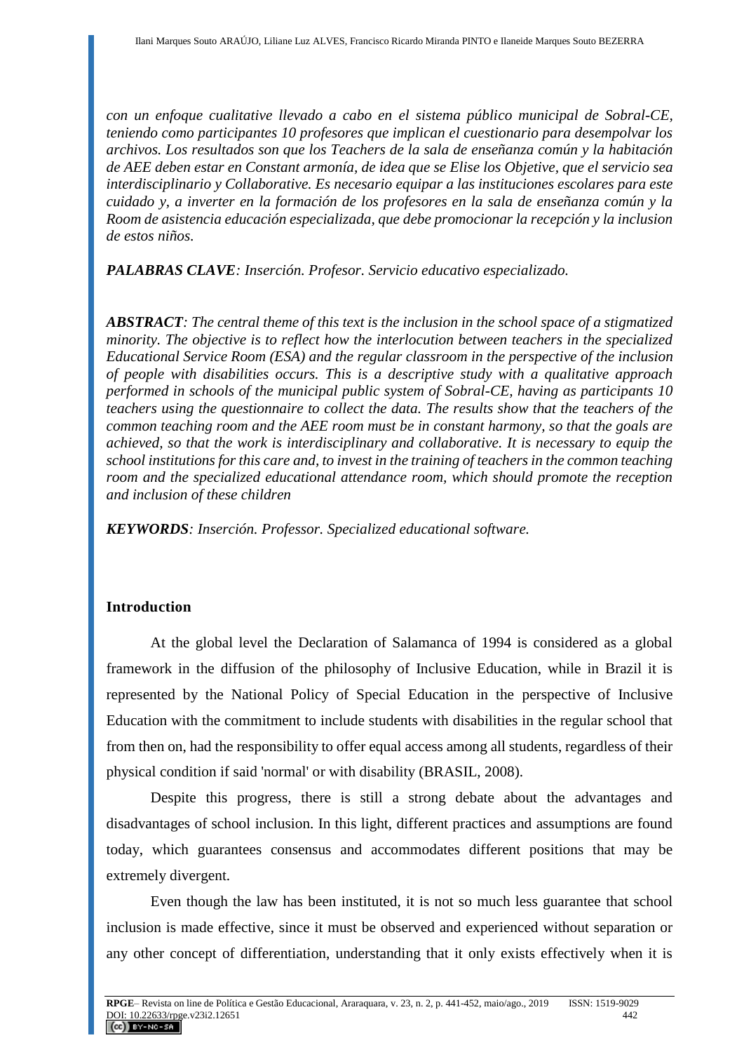*con un enfoque cualitative llevado a cabo en el sistema público municipal de Sobral-CE, teniendo como participantes 10 profesores que implican el cuestionario para desempolvar los archivos. Los resultados son que los Teachers de la sala de enseñanza común y la habitación de AEE deben estar en Constant armonía, de idea que se Elise los Objetive, que el servicio sea interdisciplinario y Collaborative. Es necesario equipar a las instituciones escolares para este cuidado y, a inverter en la formación de los profesores en la sala de enseñanza común y la Room de asistencia educación especializada, que debe promocionar la recepción y la inclusion de estos niños.*

***PALABRAS CLAVE**: Inserción. Profesor. Servicio educativo especializado.*

***ABSTRACT**: The central theme of this text is the inclusion in the school space of a stigmatized minority. The objective is to reflect how the interlocution between teachers in the specialized Educational Service Room (ESA) and the regular classroom in the perspective of the inclusion of people with disabilities occurs. This is a descriptive study with a qualitative approach performed in schools of the municipal public system of Sobral-CE, having as participants 10 teachers using the questionnaire to collect the data. The results show that the teachers of the common teaching room and the AEE room must be in constant harmony, so that the goals are achieved, so that the work is interdisciplinary and collaborative. It is necessary to equip the school institutions for this care and, to invest in the training of teachers in the common teaching room and the specialized educational attendance room, which should promote the reception and inclusion of these children*

***KEYWORDS**: Inserción. Professor. Specialized educational software.*

## Introduction

At the global level the Declaration of Salamanca of 1994 is considered as a global framework in the diffusion of the philosophy of Inclusive Education, while in Brazil it is represented by the National Policy of Special Education in the perspective of Inclusive Education with the commitment to include students with disabilities in the regular school that from then on, had the responsibility to offer equal access among all students, regardless of their physical condition if said 'normal' or with disability (BRASIL, 2008).

Despite this progress, there is still a strong debate about the advantages and disadvantages of school inclusion. In this light, different practices and assumptions are found today, which guarantees consensus and accommodates different positions that may be extremely divergent.

Even though the law has been instituted, it is not so much less guarantee that school inclusion is made effective, since it must be observed and experienced without separation or any other concept of differentiation, understanding that it only exists effectively when it is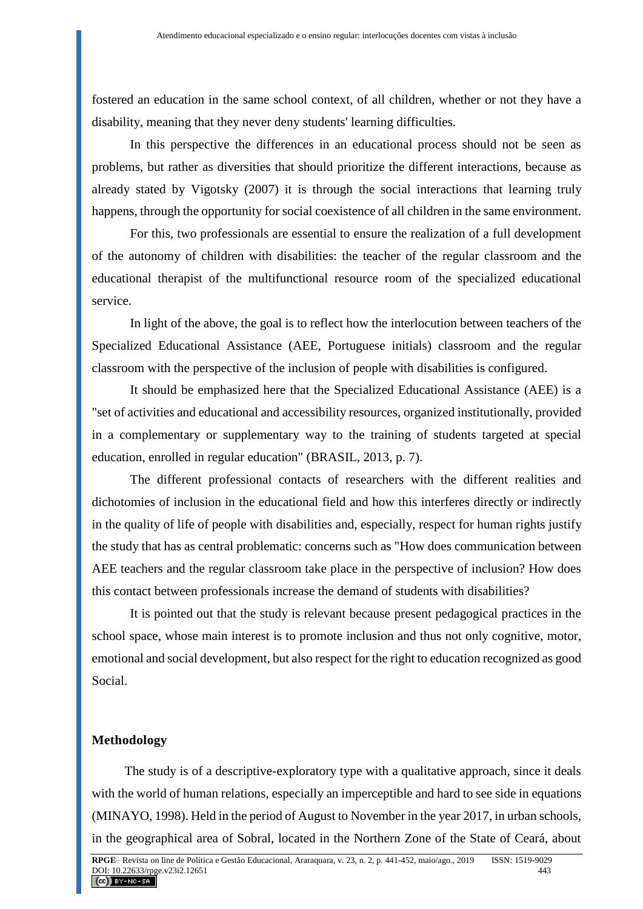fostered an education in the same school context, of all children, whether or not they have a disability, meaning that they never deny students' learning difficulties.

In this perspective the differences in an educational process should not be seen as problems, but rather as diversities that should prioritize the different interactions, because as already stated by Vigotsky (2007) it is through the social interactions that learning truly happens, through the opportunity for social coexistence of all children in the same environment.

For this, two professionals are essential to ensure the realization of a full development of the autonomy of children with disabilities: the teacher of the regular classroom and the educational therapist of the multifunctional resource room of the specialized educational service.

In light of the above, the goal is to reflect how the interlocution between teachers of the Specialized Educational Assistance (AEE, Portuguese initials) classroom and the regular classroom with the perspective of the inclusion of people with disabilities is configured.

It should be emphasized here that the Specialized Educational Assistance (AEE) is a "set of activities and educational and accessibility resources, organized institutionally, provided in a complementary or supplementary way to the training of students targeted at special education, enrolled in regular education" (BRASIL, 2013, p. 7).

The different professional contacts of researchers with the different realities and dichotomies of inclusion in the educational field and how this interferes directly or indirectly in the quality of life of people with disabilities and, especially, respect for human rights justify the study that has as central problematic: concerns such as "How does communication between AEE teachers and the regular classroom take place in the perspective of inclusion? How does this contact between professionals increase the demand of students with disabilities?

It is pointed out that the study is relevant because present pedagogical practices in the school space, whose main interest is to promote inclusion and thus not only cognitive, motor, emotional and social development, but also respect for the right to education recognized as good Social.

## Methodology

The study is of a descriptive-exploratory type with a qualitative approach, since it deals with the world of human relations, especially an imperceptible and hard to see side in equations (MINAYO, 1998). Held in the period of August to November in the year 2017, in urban schools, in the geographical area of Sobral, located in the Northern Zone of the State of Ceará, about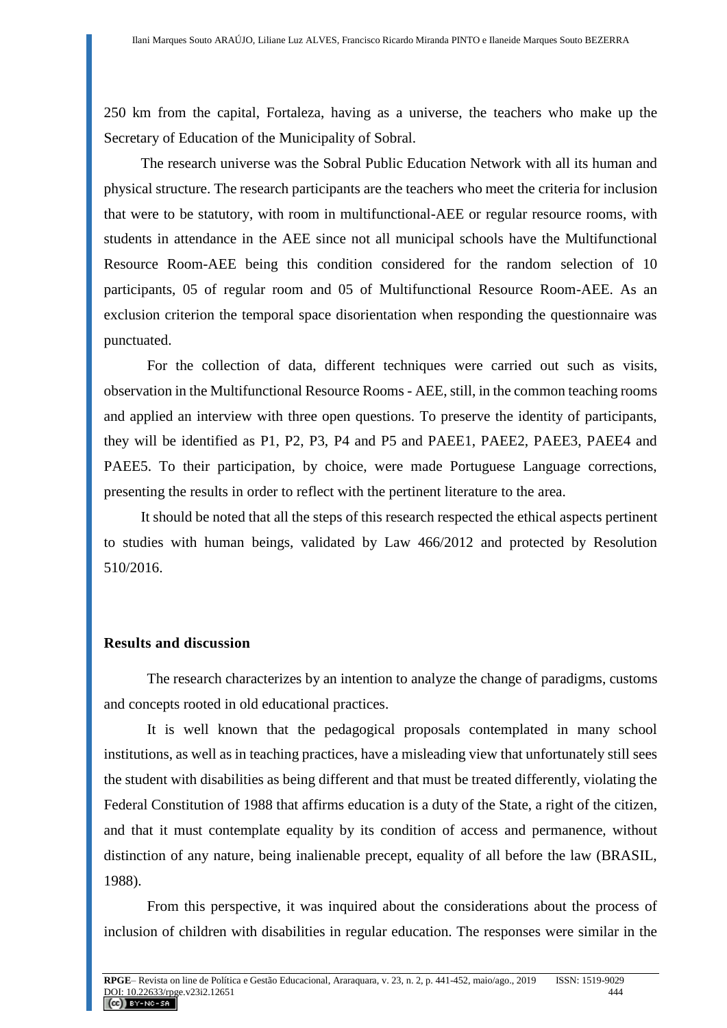250 km from the capital, Fortaleza, having as a universe, the teachers who make up the Secretary of Education of the Municipality of Sobral.

The research universe was the Sobral Public Education Network with all its human and physical structure. The research participants are the teachers who meet the criteria for inclusion that were to be statutory, with room in multifunctional-AEE or regular resource rooms, with students in attendance in the AEE since not all municipal schools have the Multifunctional Resource Room-AEE being this condition considered for the random selection of 10 participants, 05 of regular room and 05 of Multifunctional Resource Room-AEE. As an exclusion criterion the temporal space disorientation when responding the questionnaire was punctuated.

For the collection of data, different techniques were carried out such as visits, observation in the Multifunctional Resource Rooms - AEE, still, in the common teaching rooms and applied an interview with three open questions. To preserve the identity of participants, they will be identified as P1, P2, P3, P4 and P5 and PAEE1, PAEE2, PAEE3, PAEE4 and PAEE5. To their participation, by choice, were made Portuguese Language corrections, presenting the results in order to reflect with the pertinent literature to the area.

It should be noted that all the steps of this research respected the ethical aspects pertinent to studies with human beings, validated by Law 466/2012 and protected by Resolution 510/2016.

## Results and discussion

The research characterizes by an intention to analyze the change of paradigms, customs and concepts rooted in old educational practices.

It is well known that the pedagogical proposals contemplated in many school institutions, as well as in teaching practices, have a misleading view that unfortunately still sees the student with disabilities as being different and that must be treated differently, violating the Federal Constitution of 1988 that affirms education is a duty of the State, a right of the citizen, and that it must contemplate equality by its condition of access and permanence, without distinction of any nature, being inalienable precept, equality of all before the law (BRASIL, 1988).

From this perspective, it was inquired about the considerations about the process of inclusion of children with disabilities in regular education. The responses were similar in the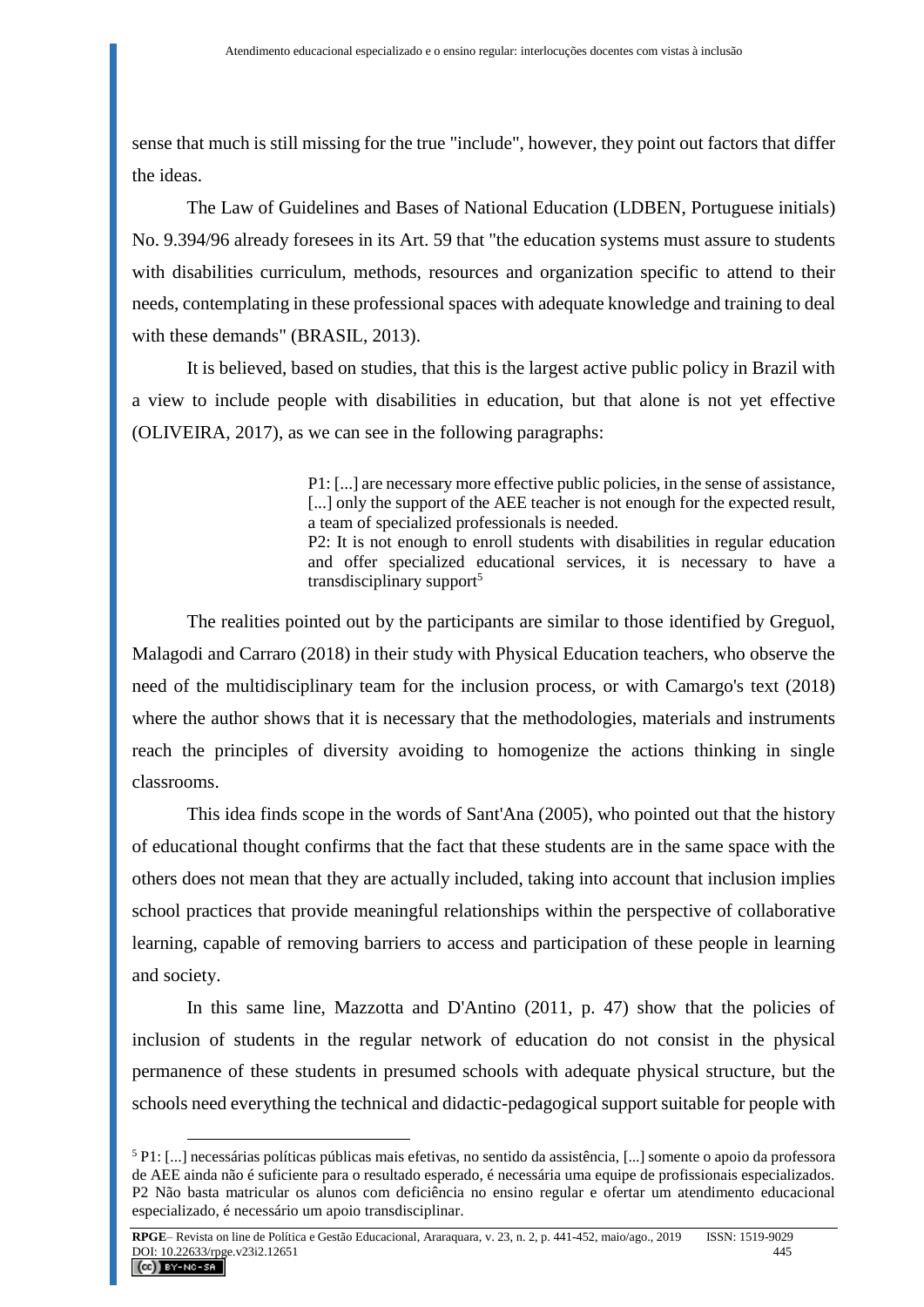sense that much is still missing for the true "include", however, they point out factors that differ the ideas.

The Law of Guidelines and Bases of National Education (LDBEN, Portuguese initials) No. 9.394/96 already foresees in its Art. 59 that "the education systems must assure to students with disabilities curriculum, methods, resources and organization specific to attend to their needs, contemplating in these professional spaces with adequate knowledge and training to deal with these demands" (BRASIL, 2013).

It is believed, based on studies, that this is the largest active public policy in Brazil with a view to include people with disabilities in education, but that alone is not yet effective (OLIVEIRA, 2017), as we can see in the following paragraphs:

> P1: [...] are necessary more effective public policies, in the sense of assistance, [...] only the support of the AEE teacher is not enough for the expected result, a team of specialized professionals is needed.
> P2: It is not enough to enroll students with disabilities in regular education and offer specialized educational services, it is necessary to have a transdisciplinary support[5]

The realities pointed out by the participants are similar to those identified by Greguol, Malagodi and Carraro (2018) in their study with Physical Education teachers, who observe the need of the multidisciplinary team for the inclusion process, or with Camargo's text (2018) where the author shows that it is necessary that the methodologies, materials and instruments reach the principles of diversity avoiding to homogenize the actions thinking in single classrooms.

This idea finds scope in the words of Sant'Ana (2005), who pointed out that the history of educational thought confirms that the fact that these students are in the same space with the others does not mean that they are actually included, taking into account that inclusion implies school practices that provide meaningful relationships within the perspective of collaborative learning, capable of removing barriers to access and participation of these people in learning and society.

In this same line, Mazzotta and D'Antino (2011, p. 47) show that the policies of inclusion of students in the regular network of education do not consist in the physical permanence of these students in presumed schools with adequate physical structure, but the schools need everything the technical and didactic-pedagogical support suitable for people with

---

[5] P1: [...] necessárias políticas públicas mais efetivas, no sentido da assistência, [...] somente o apoio da professora de AEE ainda não é suficiente para o resultado esperado, é necessária uma equipe de profissionais especializados. P2 Não basta matricular os alunos com deficiência no ensino regular e ofertar um atendimento educacional especializado, é necessário um apoio transdisciplinar.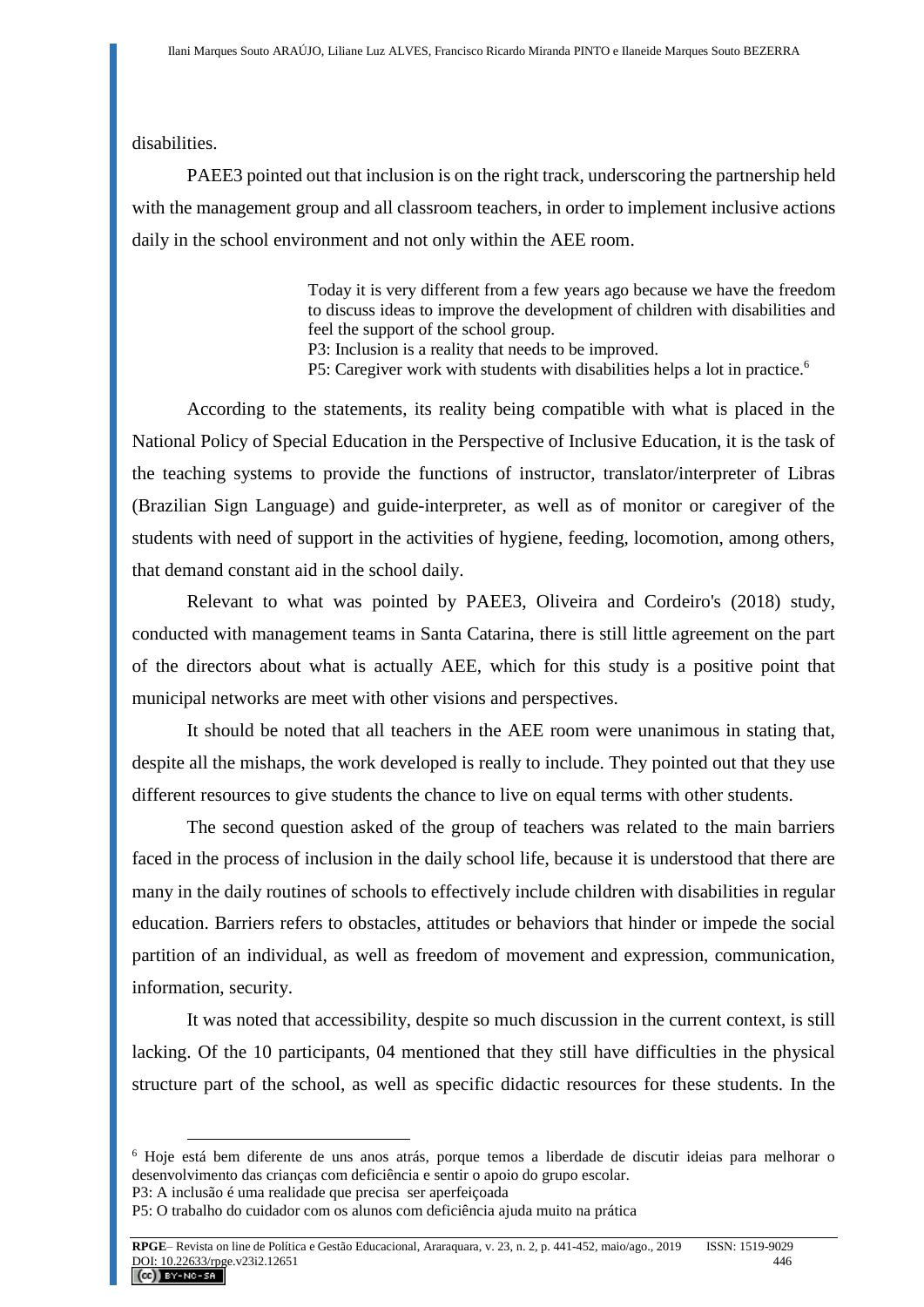disabilities.

PAEE3 pointed out that inclusion is on the right track, underscoring the partnership held with the management group and all classroom teachers, in order to implement inclusive actions daily in the school environment and not only within the AEE room.

> Today it is very different from a few years ago because we have the freedom to discuss ideas to improve the development of children with disabilities and feel the support of the school group.
> P3: Inclusion is a reality that needs to be improved.
> P5: Caregiver work with students with disabilities helps a lot in practice.[6]

According to the statements, its reality being compatible with what is placed in the National Policy of Special Education in the Perspective of Inclusive Education, it is the task of the teaching systems to provide the functions of instructor, translator/interpreter of Libras (Brazilian Sign Language) and guide-interpreter, as well as of monitor or caregiver of the students with need of support in the activities of hygiene, feeding, locomotion, among others, that demand constant aid in the school daily.

Relevant to what was pointed by PAEE3, Oliveira and Cordeiro's (2018) study, conducted with management teams in Santa Catarina, there is still little agreement on the part of the directors about what is actually AEE, which for this study is a positive point that municipal networks are meet with other visions and perspectives.

It should be noted that all teachers in the AEE room were unanimous in stating that, despite all the mishaps, the work developed is really to include. They pointed out that they use different resources to give students the chance to live on equal terms with other students.

The second question asked of the group of teachers was related to the main barriers faced in the process of inclusion in the daily school life, because it is understood that there are many in the daily routines of schools to effectively include children with disabilities in regular education. Barriers refers to obstacles, attitudes or behaviors that hinder or impede the social partition of an individual, as well as freedom of movement and expression, communication, information, security.

It was noted that accessibility, despite so much discussion in the current context, is still lacking. Of the 10 participants, 04 mentioned that they still have difficulties in the physical structure part of the school, as well as specific didactic resources for these students. In the

---

[6] Hoje está bem diferente de uns anos atrás, porque temos a liberdade de discutir ideias para melhorar o desenvolvimento das crianças com deficiência e sentir o apoio do grupo escolar.
P3: A inclusão é uma realidade que precisa ser aperfeiçoada
P5: O trabalho do cuidador com os alunos com deficiência ajuda muito na prática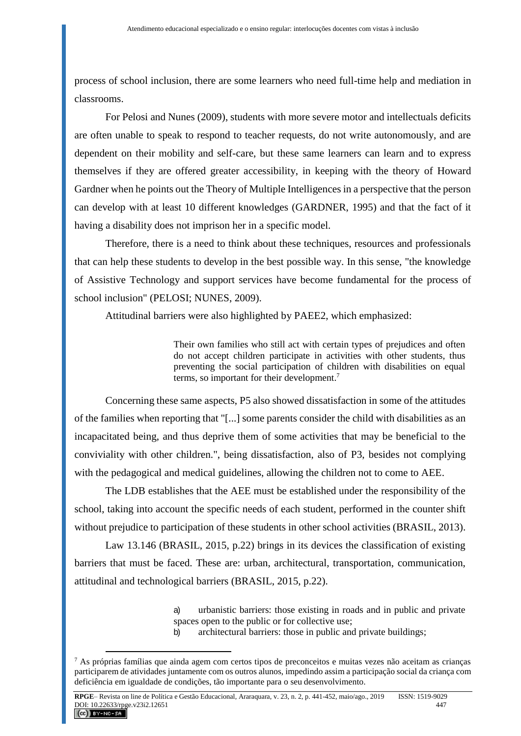process of school inclusion, there are some learners who need full-time help and mediation in classrooms.

For Pelosi and Nunes (2009), students with more severe motor and intellectuals deficits are often unable to speak to respond to teacher requests, do not write autonomously, and are dependent on their mobility and self-care, but these same learners can learn and to express themselves if they are offered greater accessibility, in keeping with the theory of Howard Gardner when he points out the Theory of Multiple Intelligences in a perspective that the person can develop with at least 10 different knowledges (GARDNER, 1995) and that the fact of it having a disability does not imprison her in a specific model.

Therefore, there is a need to think about these techniques, resources and professionals that can help these students to develop in the best possible way. In this sense, "the knowledge of Assistive Technology and support services have become fundamental for the process of school inclusion" (PELOSI; NUNES, 2009).

Attitudinal barriers were also highlighted by PAEE2, which emphasized:

> Their own families who still act with certain types of prejudices and often do not accept children participate in activities with other students, thus preventing the social participation of children with disabilities on equal terms, so important for their development.[7]

Concerning these same aspects, P5 also showed dissatisfaction in some of the attitudes of the families when reporting that "[...] some parents consider the child with disabilities as an incapacitated being, and thus deprive them of some activities that may be beneficial to the conviviality with other children.", being dissatisfaction, also of P3, besides not complying with the pedagogical and medical guidelines, allowing the children not to come to AEE.

The LDB establishes that the AEE must be established under the responsibility of the school, taking into account the specific needs of each student, performed in the counter shift without prejudice to participation of these students in other school activities (BRASIL, 2013).

Law 13.146 (BRASIL, 2015, p.22) brings in its devices the classification of existing barriers that must be faced. These are: urban, architectural, transportation, communication, attitudinal and technological barriers (BRASIL, 2015, p.22).

> a) urbanistic barriers: those existing in roads and in public and private spaces open to the public or for collective use;
> b) architectural barriers: those in public and private buildings;

---

[7] As próprias famílias que ainda agem com certos tipos de preconceitos e muitas vezes não aceitam as crianças participarem de atividades juntamente com os outros alunos, impedindo assim a participação social da criança com deficiência em igualdade de condições, tão importante para o seu desenvolvimento.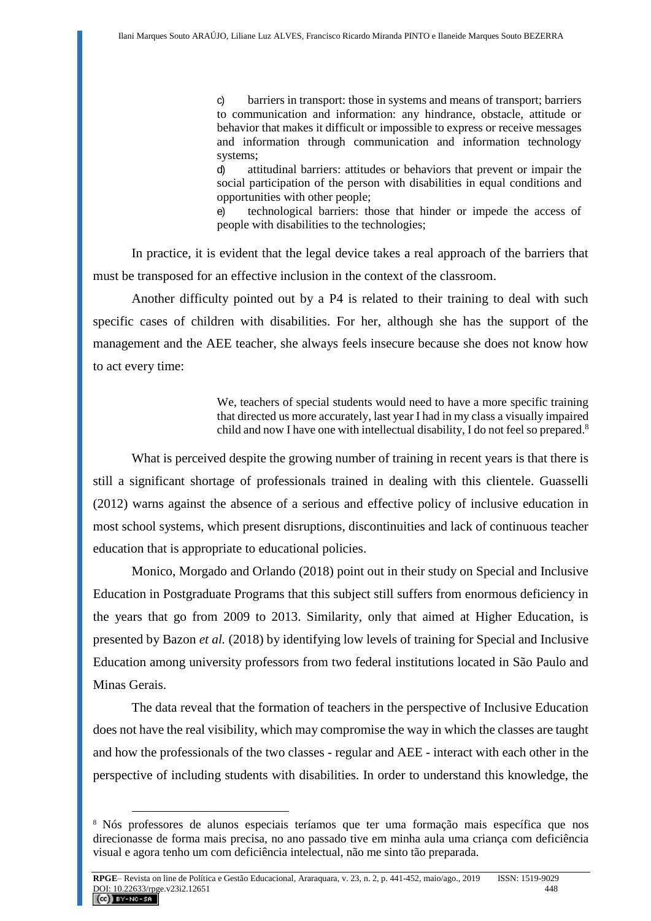> c) barriers in transport: those in systems and means of transport; barriers to communication and information: any hindrance, obstacle, attitude or behavior that makes it difficult or impossible to express or receive messages and information through communication and information technology systems;
>
> d) attitudinal barriers: attitudes or behaviors that prevent or impair the social participation of the person with disabilities in equal conditions and opportunities with other people;
>
> e) technological barriers: those that hinder or impede the access of people with disabilities to the technologies;

In practice, it is evident that the legal device takes a real approach of the barriers that must be transposed for an effective inclusion in the context of the classroom.

Another difficulty pointed out by a P4 is related to their training to deal with such specific cases of children with disabilities. For her, although she has the support of the management and the AEE teacher, she always feels insecure because she does not know how to act every time:

> We, teachers of special students would need to have a more specific training that directed us more accurately, last year I had in my class a visually impaired child and now I have one with intellectual disability, I do not feel so prepared.[8]

What is perceived despite the growing number of training in recent years is that there is still a significant shortage of professionals trained in dealing with this clientele. Guasselli (2012) warns against the absence of a serious and effective policy of inclusive education in most school systems, which present disruptions, discontinuities and lack of continuous teacher education that is appropriate to educational policies.

Monico, Morgado and Orlando (2018) point out in their study on Special and Inclusive Education in Postgraduate Programs that this subject still suffers from enormous deficiency in the years that go from 2009 to 2013. Similarity, only that aimed at Higher Education, is presented by Bazon *et al.* (2018) by identifying low levels of training for Special and Inclusive Education among university professors from two federal institutions located in São Paulo and Minas Gerais.

The data reveal that the formation of teachers in the perspective of Inclusive Education does not have the real visibility, which may compromise the way in which the classes are taught and how the professionals of the two classes - regular and AEE - interact with each other in the perspective of including students with disabilities. In order to understand this knowledge, the

---

[8] Nós professores de alunos especiais teríamos que ter uma formação mais específica que nos direcionasse de forma mais precisa, no ano passado tive em minha aula uma criança com deficiência visual e agora tenho um com deficiência intelectual, não me sinto tão preparada.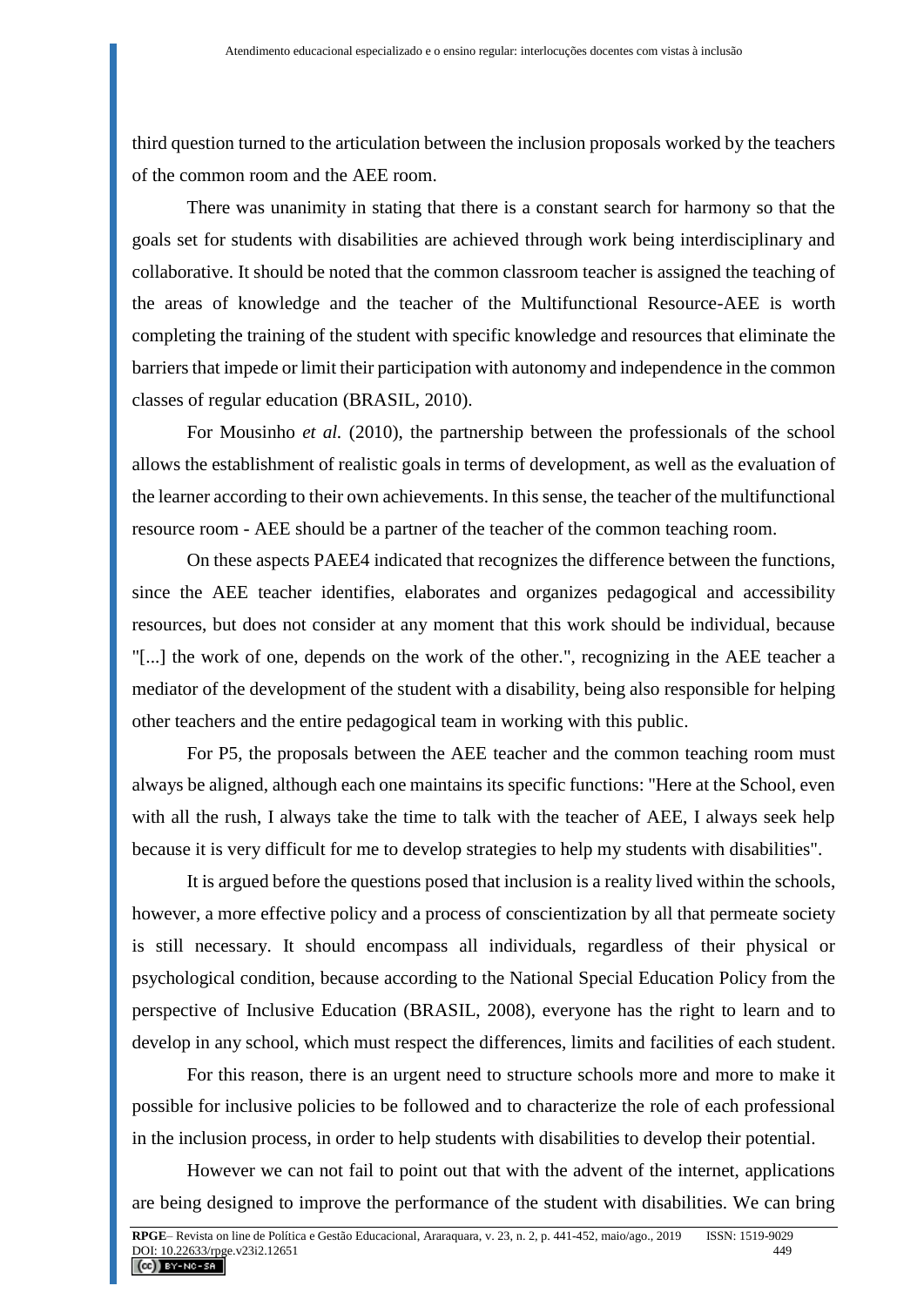third question turned to the articulation between the inclusion proposals worked by the teachers of the common room and the AEE room.

There was unanimity in stating that there is a constant search for harmony so that the goals set for students with disabilities are achieved through work being interdisciplinary and collaborative. It should be noted that the common classroom teacher is assigned the teaching of the areas of knowledge and the teacher of the Multifunctional Resource-AEE is worth completing the training of the student with specific knowledge and resources that eliminate the barriers that impede or limit their participation with autonomy and independence in the common classes of regular education (BRASIL, 2010).

For Mousinho *et al.* (2010), the partnership between the professionals of the school allows the establishment of realistic goals in terms of development, as well as the evaluation of the learner according to their own achievements. In this sense, the teacher of the multifunctional resource room - AEE should be a partner of the teacher of the common teaching room.

On these aspects PAEE4 indicated that recognizes the difference between the functions, since the AEE teacher identifies, elaborates and organizes pedagogical and accessibility resources, but does not consider at any moment that this work should be individual, because "[...] the work of one, depends on the work of the other.", recognizing in the AEE teacher a mediator of the development of the student with a disability, being also responsible for helping other teachers and the entire pedagogical team in working with this public.

For P5, the proposals between the AEE teacher and the common teaching room must always be aligned, although each one maintains its specific functions: "Here at the School, even with all the rush, I always take the time to talk with the teacher of AEE, I always seek help because it is very difficult for me to develop strategies to help my students with disabilities".

It is argued before the questions posed that inclusion is a reality lived within the schools, however, a more effective policy and a process of conscientization by all that permeate society is still necessary. It should encompass all individuals, regardless of their physical or psychological condition, because according to the National Special Education Policy from the perspective of Inclusive Education (BRASIL, 2008), everyone has the right to learn and to develop in any school, which must respect the differences, limits and facilities of each student.

For this reason, there is an urgent need to structure schools more and more to make it possible for inclusive policies to be followed and to characterize the role of each professional in the inclusion process, in order to help students with disabilities to develop their potential.

However we can not fail to point out that with the advent of the internet, applications are being designed to improve the performance of the student with disabilities. We can bring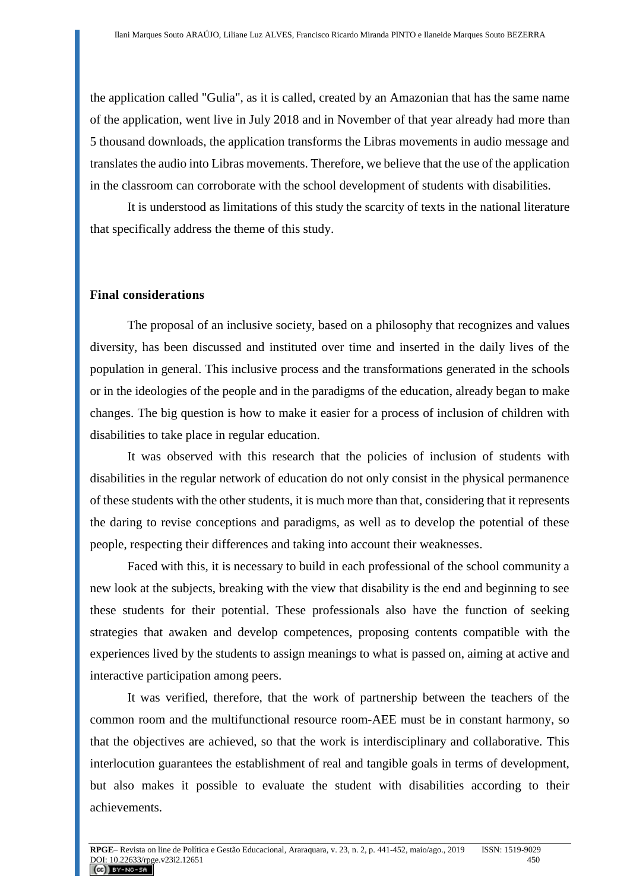the application called "Gulia", as it is called, created by an Amazonian that has the same name of the application, went live in July 2018 and in November of that year already had more than 5 thousand downloads, the application transforms the Libras movements in audio message and translates the audio into Libras movements. Therefore, we believe that the use of the application in the classroom can corroborate with the school development of students with disabilities.

It is understood as limitations of this study the scarcity of texts in the national literature that specifically address the theme of this study.

## Final considerations

The proposal of an inclusive society, based on a philosophy that recognizes and values diversity, has been discussed and instituted over time and inserted in the daily lives of the population in general. This inclusive process and the transformations generated in the schools or in the ideologies of the people and in the paradigms of the education, already began to make changes. The big question is how to make it easier for a process of inclusion of children with disabilities to take place in regular education.

It was observed with this research that the policies of inclusion of students with disabilities in the regular network of education do not only consist in the physical permanence of these students with the other students, it is much more than that, considering that it represents the daring to revise conceptions and paradigms, as well as to develop the potential of these people, respecting their differences and taking into account their weaknesses.

Faced with this, it is necessary to build in each professional of the school community a new look at the subjects, breaking with the view that disability is the end and beginning to see these students for their potential. These professionals also have the function of seeking strategies that awaken and develop competences, proposing contents compatible with the experiences lived by the students to assign meanings to what is passed on, aiming at active and interactive participation among peers.

It was verified, therefore, that the work of partnership between the teachers of the common room and the multifunctional resource room-AEE must be in constant harmony, so that the objectives are achieved, so that the work is interdisciplinary and collaborative. This interlocution guarantees the establishment of real and tangible goals in terms of development, but also makes it possible to evaluate the student with disabilities according to their achievements.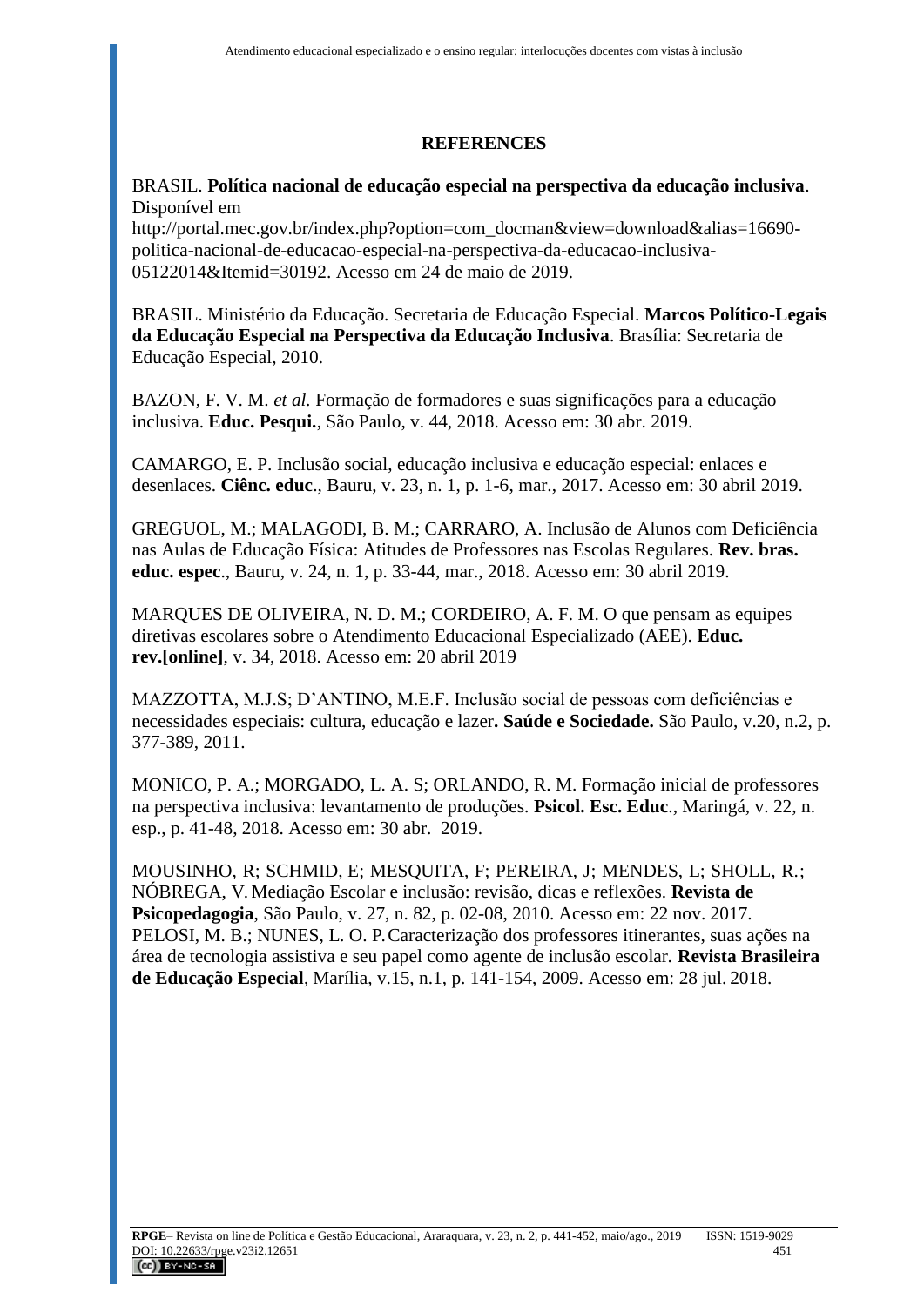## REFERENCES

BRASIL. **Política nacional de educação especial na perspectiva da educação inclusiva**. Disponível em http://portal.mec.gov.br/index.php?option=com_docman&view=download&alias=16690-politica-nacional-de-educacao-especial-na-perspectiva-da-educacao-inclusiva-05122014&Itemid=30192. Acesso em 24 de maio de 2019.

BRASIL. Ministério da Educação. Secretaria de Educação Especial. **Marcos Político-Legais da Educação Especial na Perspectiva da Educação Inclusiva**. Brasília: Secretaria de Educação Especial, 2010.

BAZON, F. V. M. *et al.* Formação de formadores e suas significações para a educação inclusiva. **Educ. Pesqui.**, São Paulo, v. 44, 2018. Acesso em: 30 abr. 2019.

CAMARGO, E. P. Inclusão social, educação inclusiva e educação especial: enlaces e desenlaces. **Ciênc. educ**., Bauru, v. 23, n. 1, p. 1-6, mar., 2017. Acesso em: 30 abril 2019.

GREGUOL, M.; MALAGODI, B. M.; CARRARO, A. Inclusão de Alunos com Deficiência nas Aulas de Educação Física: Atitudes de Professores nas Escolas Regulares. **Rev. bras. educ. espec**., Bauru, v. 24, n. 1, p. 33-44, mar., 2018. Acesso em: 30 abril 2019.

MARQUES DE OLIVEIRA, N. D. M.; CORDEIRO, A. F. M. O que pensam as equipes diretivas escolares sobre o Atendimento Educacional Especializado (AEE). **Educ. rev.[online]**, v. 34, 2018. Acesso em: 20 abril 2019

MAZZOTTA, M.J.S; D'ANTINO, M.E.F. Inclusão social de pessoas com deficiências e necessidades especiais: cultura, educação e lazer**. Saúde e Sociedade.** São Paulo, v.20, n.2, p. 377-389, 2011.

MONICO, P. A.; MORGADO, L. A. S; ORLANDO, R. M. Formação inicial de professores na perspectiva inclusiva: levantamento de produções. **Psicol. Esc. Educ**., Maringá, v. 22, n. esp., p. 41-48, 2018. Acesso em: 30 abr. 2019.

MOUSINHO, R; SCHMID, E; MESQUITA, F; PEREIRA, J; MENDES, L; SHOLL, R.; NÓBREGA, V. Mediação Escolar e inclusão: revisão, dicas e reflexões. **Revista de Psicopedagogia**, São Paulo, v. 27, n. 82, p. 02-08, 2010. Acesso em: 22 nov. 2017.

PELOSI, M. B.; NUNES, L. O. P. Caracterização dos professores itinerantes, suas ações na área de tecnologia assistiva e seu papel como agente de inclusão escolar. **Revista Brasileira de Educação Especial**, Marília, v.15, n.1, p. 141-154, 2009. Acesso em: 28 jul. 2018.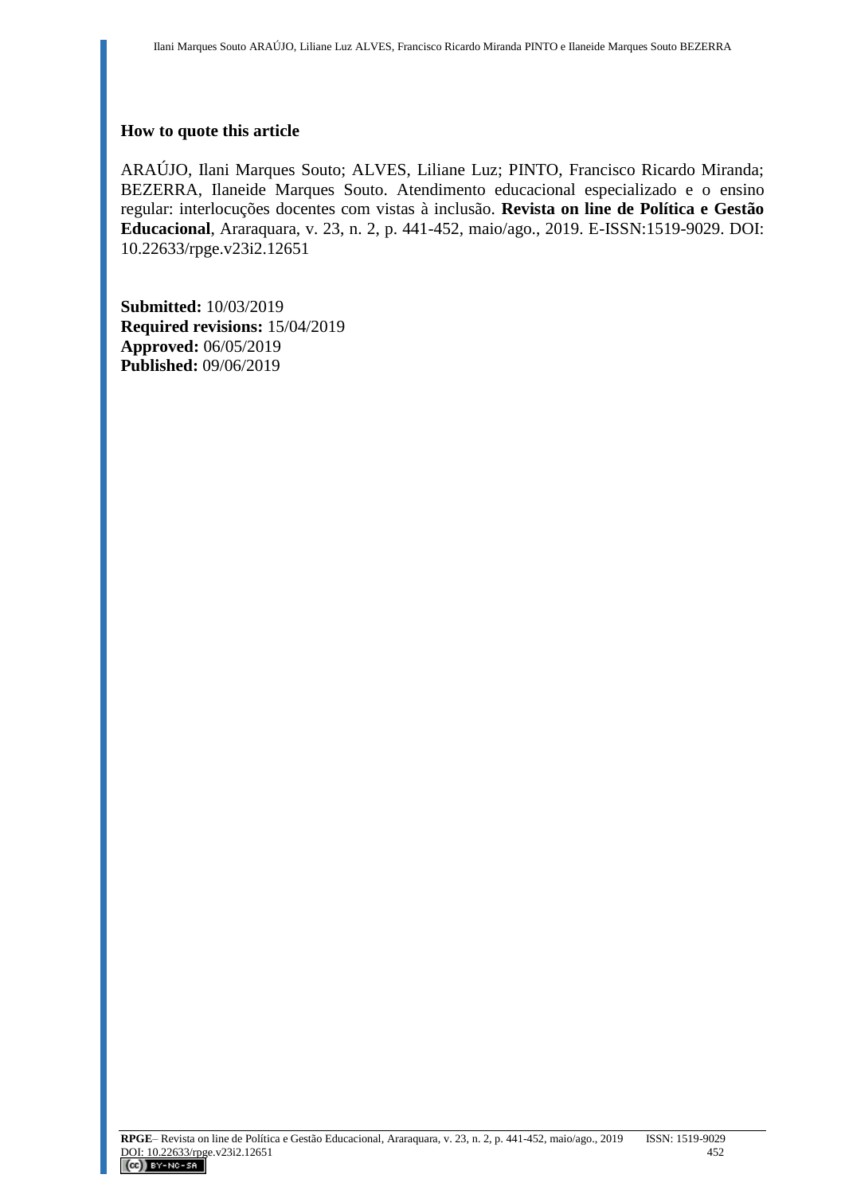**How to quote this article**

ARAÚJO, Ilani Marques Souto; ALVES, Liliane Luz; PINTO, Francisco Ricardo Miranda; BEZERRA, Ilaneide Marques Souto. Atendimento educacional especializado e o ensino regular: interlocuções docentes com vistas à inclusão. **Revista on line de Política e Gestão Educacional**, Araraquara, v. 23, n. 2, p. 441-452, maio/ago., 2019. E-ISSN:1519-9029. DOI: 10.22633/rpge.v23i2.12651

**Submitted:** 10/03/2019
**Required revisions:** 15/04/2019
**Approved:** 06/05/2019
**Published:** 09/06/2019